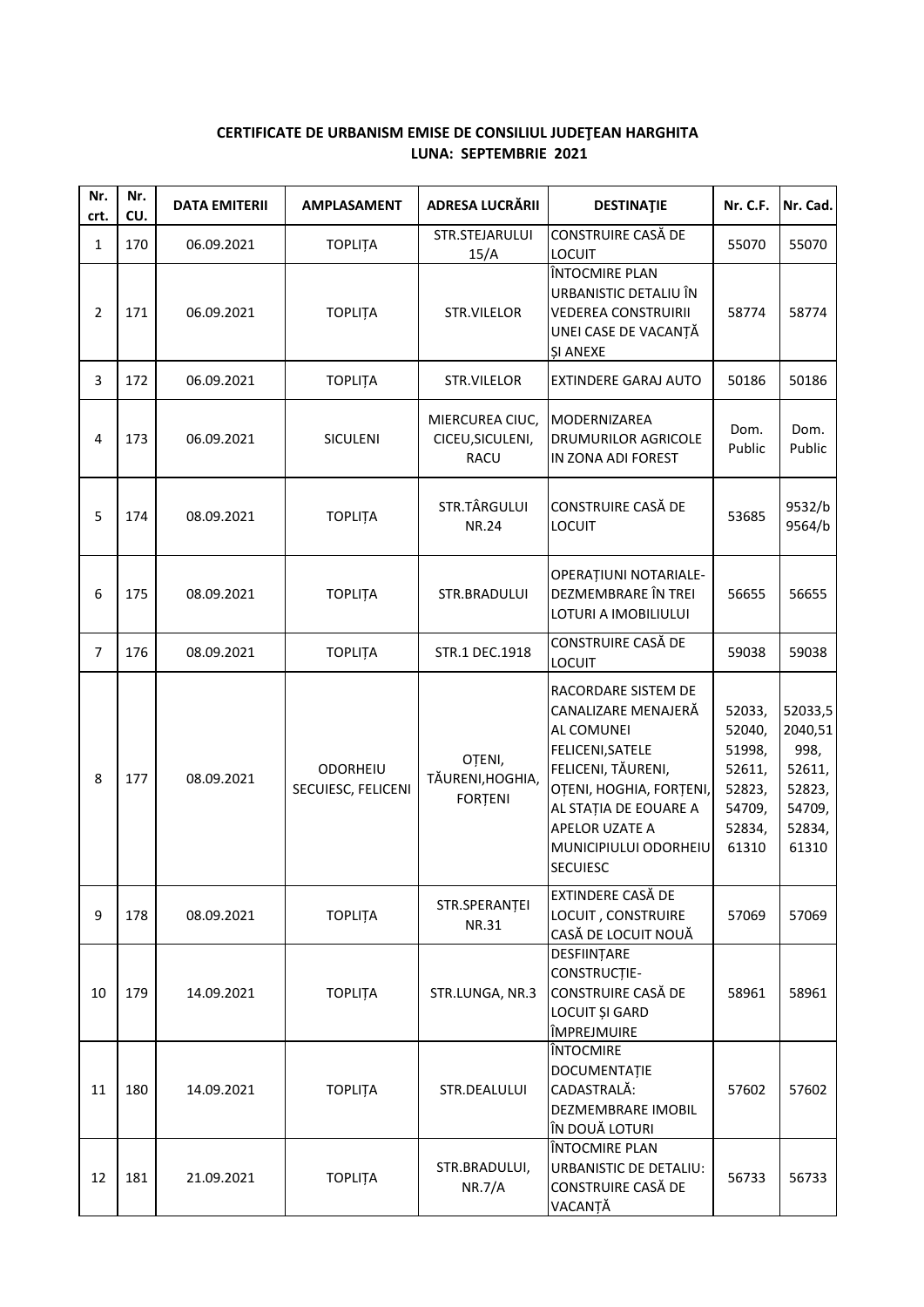**CERTIFICATE DE URBANISM EMISE DE CONSILIUL JUDEŢEAN HARGHITA**
**LUNA: SEPTEMBRIE 2021**

| Nr. crt. | Nr. CU. | DATA EMITERII | AMPLASAMENT | ADRESA LUCRĂRII | DESTINAŢIE | Nr. C.F. | Nr. Cad. |
|---|---|---|---|---|---|---|---|
| 1 | 170 | 06.09.2021 | TOPLIȚA | STR.STEJARULUI 15/A | CONSTRUIRE CASĂ DE LOCUIT | 55070 | 55070 |
| 2 | 171 | 06.09.2021 | TOPLIȚA | STR.VILELOR | ÎNTOCMIRE PLAN URBANISTIC DETALIU ÎN VEDEREA CONSTRUIRII UNEI CASE DE VACANȚĂ ȘI ANEXE | 58774 | 58774 |
| 3 | 172 | 06.09.2021 | TOPLIȚA | STR.VILELOR | EXTINDERE GARAJ AUTO | 50186 | 50186 |
| 4 | 173 | 06.09.2021 | SICULENI | MIERCUREA CIUC, CICEU,SICULENI, RACU | MODERNIZAREA DRUMURILOR AGRICOLE IN ZONA ADI FOREST | Dom. Public | Dom. Public |
| 5 | 174 | 08.09.2021 | TOPLIȚA | STR.TÂRGULUI NR.24 | CONSTRUIRE CASĂ DE LOCUIT | 53685 | 9532/b 9564/b |
| 6 | 175 | 08.09.2021 | TOPLIȚA | STR.BRADULUI | OPERAȚIUNI NOTARIALE- DEZMEMBRARE ÎN TREI LOTURI A IMOBILIULUI | 56655 | 56655 |
| 7 | 176 | 08.09.2021 | TOPLIȚA | STR.1 DEC.1918 | CONSTRUIRE CASĂ DE LOCUIT | 59038 | 59038 |
| 8 | 177 | 08.09.2021 | ODORHEIU SECUIESC, FELICENI | OȚENI, TĂURENI,HOGHIA, FORȚENI | RACORDARE SISTEM DE CANALIZARE MENAJERĂ AL COMUNEI FELICENI,SATELE FELICENI, TĂURENI, OȚENI, HOGHIA, FORȚENI, AL STAȚIA DE EOUARE A APELOR UZATE A MUNICIPIULUI ODORHEIU SECUIESC | 52033, 52040, 51998, 52611, 52823, 54709, 52834, 61310 | 52033,5 2040,51 998, 52611, 52823, 54709, 52834, 61310 |
| 9 | 178 | 08.09.2021 | TOPLIȚA | STR.SPERANȚEI NR.31 | EXTINDERE CASĂ DE LOCUIT , CONSTRUIRE CASĂ DE LOCUIT NOUĂ | 57069 | 57069 |
| 10 | 179 | 14.09.2021 | TOPLIȚA | STR.LUNGA, NR.3 | DESFIINȚARE CONSTRUCȚIE- CONSTRUIRE CASĂ DE LOCUIT ȘI GARD ÎMPREJMUIRE | 58961 | 58961 |
| 11 | 180 | 14.09.2021 | TOPLIȚA | STR.DEALULUI | ÎNTOCMIRE DOCUMENTAȚIE CADASTRALĂ: DEZMEMBRARE IMOBIL ÎN DOUĂ LOTURI | 57602 | 57602 |
| 12 | 181 | 21.09.2021 | TOPLIȚA | STR.BRADULUI, NR.7/A | ÎNTOCMIRE PLAN URBANISTIC DE DETALIU: CONSTRUIRE CASĂ DE VACANȚĂ | 56733 | 56733 |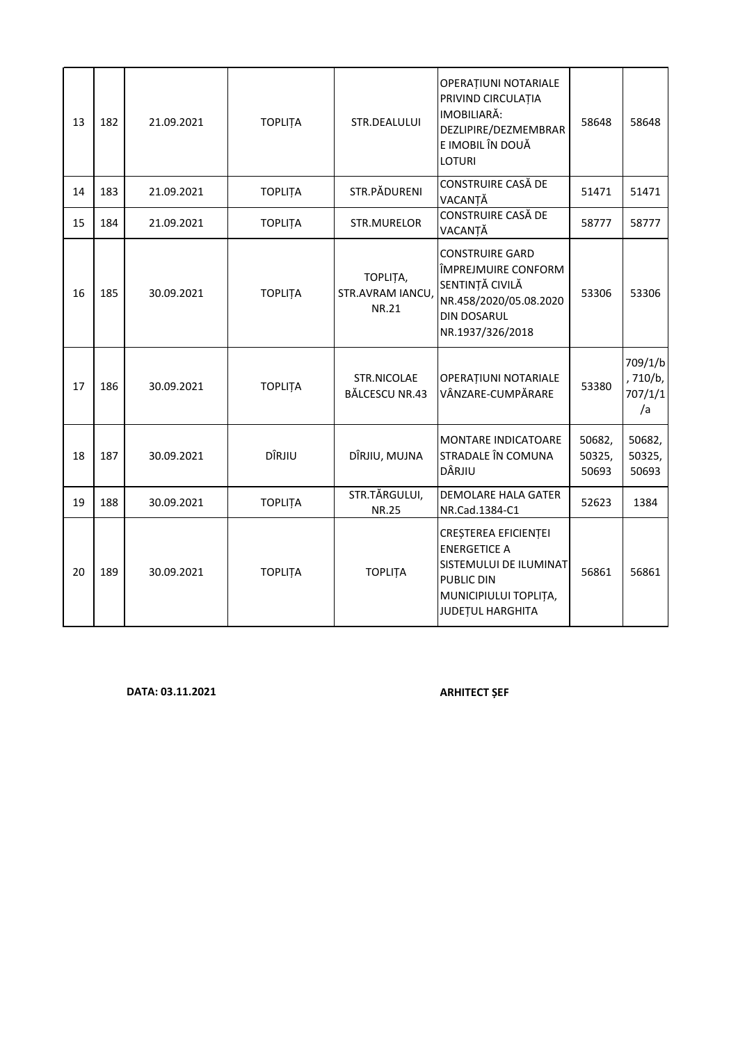| | | | | | | | |
|---|---|---|---|---|---|---|---|
| 13 | 182 | 21.09.2021 | TOPLIȚA | STR.DEALULUI | OPERAȚIUNI NOTARIALE PRIVIND CIRCULAȚIA IMOBILIARĂ: DEZLIPIRE/DEZMEMBRARE IMOBIL ÎN DOUĂ LOTURI | 58648 | 58648 |
| 14 | 183 | 21.09.2021 | TOPLIȚA | STR.PĂDURENI | CONSTRUIRE CASĂ DE VACANȚĂ | 51471 | 51471 |
| 15 | 184 | 21.09.2021 | TOPLIȚA | STR.MURELOR | CONSTRUIRE CASĂ DE VACANȚĂ | 58777 | 58777 |
| 16 | 185 | 30.09.2021 | TOPLIȚA | TOPLIȚA, STR.AVRAM IANCU, NR.21 | CONSTRUIRE GARD ÎMPREJMUIRE CONFORM SENTINȚĂ CIVILĂ NR.458/2020/05.08.2020 DIN DOSARUL NR.1937/326/2018 | 53306 | 53306 |
| 17 | 186 | 30.09.2021 | TOPLIȚA | STR.NICOLAE BĂLCESCU NR.43 | OPERAȚIUNI NOTARIALE VÂNZARE-CUMPĂRARE | 53380 | 709/1/b, 710/b, 707/1/1/a |
| 18 | 187 | 30.09.2021 | DÎRJIU | DÎRJIU, MUJNA | MONTARE INDICATOARE STRADALE ÎN COMUNA DÂRJIU | 50682, 50325, 50693 | 50682, 50325, 50693 |
| 19 | 188 | 30.09.2021 | TOPLIȚA | STR.TĂRGULUI, NR.25 | DEMOLARE HALA GATER NR.Cad.1384-C1 | 52623 | 1384 |
| 20 | 189 | 30.09.2021 | TOPLIȚA | TOPLIȚA | CREȘTEREA EFICIENȚEI ENERGETICE A SISTEMULUI DE ILUMINAT PUBLIC DIN MUNICIPIULUI TOPLIȚA, JUDEȚUL HARGHITA | 56861 | 56861 |

**DATA: 03.11.2021** **ARHITECT ȘEF**